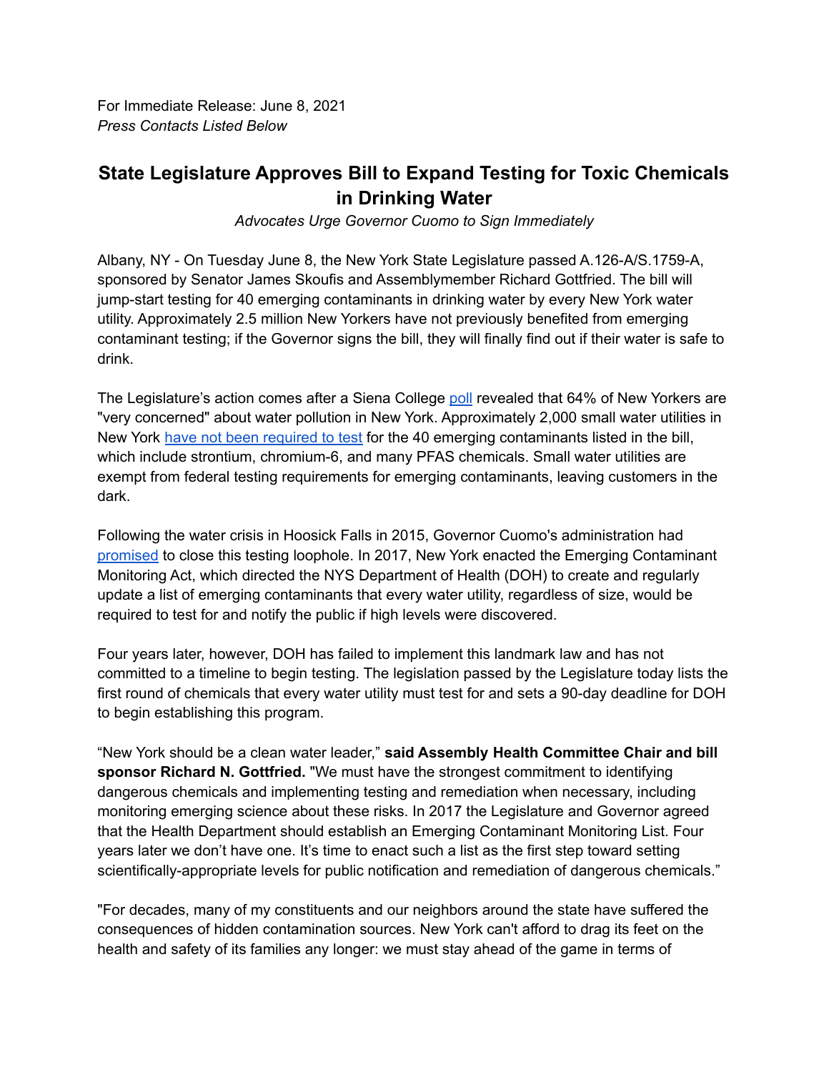For Immediate Release: June 8, 2021
*Press Contacts Listed Below*

# State Legislature Approves Bill to Expand Testing for Toxic Chemicals in Drinking Water

*Advocates Urge Governor Cuomo to Sign Immediately*

Albany, NY - On Tuesday June 8, the New York State Legislature passed A.126-A/S.1759-A, sponsored by Senator James Skoufis and Assemblymember Richard Gottfried. The bill will jump-start testing for 40 emerging contaminants in drinking water by every New York water utility. Approximately 2.5 million New Yorkers have not previously benefited from emerging contaminant testing; if the Governor signs the bill, they will finally find out if their water is safe to drink.

The Legislature's action comes after a Siena College poll revealed that 64% of New Yorkers are "very concerned" about water pollution in New York. Approximately 2,000 small water utilities in New York have not been required to test for the 40 emerging contaminants listed in the bill, which include strontium, chromium-6, and many PFAS chemicals. Small water utilities are exempt from federal testing requirements for emerging contaminants, leaving customers in the dark.

Following the water crisis in Hoosick Falls in 2015, Governor Cuomo's administration had promised to close this testing loophole. In 2017, New York enacted the Emerging Contaminant Monitoring Act, which directed the NYS Department of Health (DOH) to create and regularly update a list of emerging contaminants that every water utility, regardless of size, would be required to test for and notify the public if high levels were discovered.

Four years later, however, DOH has failed to implement this landmark law and has not committed to a timeline to begin testing. The legislation passed by the Legislature today lists the first round of chemicals that every water utility must test for and sets a 90-day deadline for DOH to begin establishing this program.

"New York should be a clean water leader," **said Assembly Health Committee Chair and bill sponsor Richard N. Gottfried.** "We must have the strongest commitment to identifying dangerous chemicals and implementing testing and remediation when necessary, including monitoring emerging science about these risks. In 2017 the Legislature and Governor agreed that the Health Department should establish an Emerging Contaminant Monitoring List. Four years later we don't have one. It's time to enact such a list as the first step toward setting scientifically-appropriate levels for public notification and remediation of dangerous chemicals."

"For decades, many of my constituents and our neighbors around the state have suffered the consequences of hidden contamination sources. New York can't afford to drag its feet on the health and safety of its families any longer: we must stay ahead of the game in terms of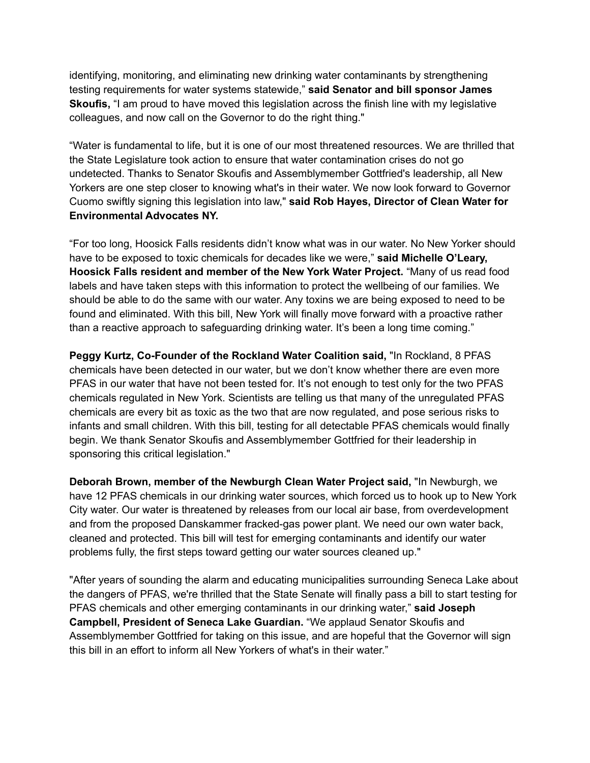identifying, monitoring, and eliminating new drinking water contaminants by strengthening testing requirements for water systems statewide," **said Senator and bill sponsor James Skoufis,** "I am proud to have moved this legislation across the finish line with my legislative colleagues, and now call on the Governor to do the right thing."

"Water is fundamental to life, but it is one of our most threatened resources. We are thrilled that the State Legislature took action to ensure that water contamination crises do not go undetected. Thanks to Senator Skoufis and Assemblymember Gottfried's leadership, all New Yorkers are one step closer to knowing what's in their water. We now look forward to Governor Cuomo swiftly signing this legislation into law," **said Rob Hayes, Director of Clean Water for Environmental Advocates NY.**

"For too long, Hoosick Falls residents didn't know what was in our water. No New Yorker should have to be exposed to toxic chemicals for decades like we were," **said Michelle O'Leary, Hoosick Falls resident and member of the New York Water Project.** "Many of us read food labels and have taken steps with this information to protect the wellbeing of our families. We should be able to do the same with our water. Any toxins we are being exposed to need to be found and eliminated. With this bill, New York will finally move forward with a proactive rather than a reactive approach to safeguarding drinking water. It's been a long time coming."

**Peggy Kurtz, Co-Founder of the Rockland Water Coalition said,** "In Rockland, 8 PFAS chemicals have been detected in our water, but we don't know whether there are even more PFAS in our water that have not been tested for. It's not enough to test only for the two PFAS chemicals regulated in New York. Scientists are telling us that many of the unregulated PFAS chemicals are every bit as toxic as the two that are now regulated, and pose serious risks to infants and small children. With this bill, testing for all detectable PFAS chemicals would finally begin. We thank Senator Skoufis and Assemblymember Gottfried for their leadership in sponsoring this critical legislation."

**Deborah Brown, member of the Newburgh Clean Water Project said,** "In Newburgh, we have 12 PFAS chemicals in our drinking water sources, which forced us to hook up to New York City water. Our water is threatened by releases from our local air base, from overdevelopment and from the proposed Danskammer fracked-gas power plant. We need our own water back, cleaned and protected. This bill will test for emerging contaminants and identify our water problems fully, the first steps toward getting our water sources cleaned up."

"After years of sounding the alarm and educating municipalities surrounding Seneca Lake about the dangers of PFAS, we're thrilled that the State Senate will finally pass a bill to start testing for PFAS chemicals and other emerging contaminants in our drinking water," **said Joseph Campbell, President of Seneca Lake Guardian.** "We applaud Senator Skoufis and Assemblymember Gottfried for taking on this issue, and are hopeful that the Governor will sign this bill in an effort to inform all New Yorkers of what's in their water."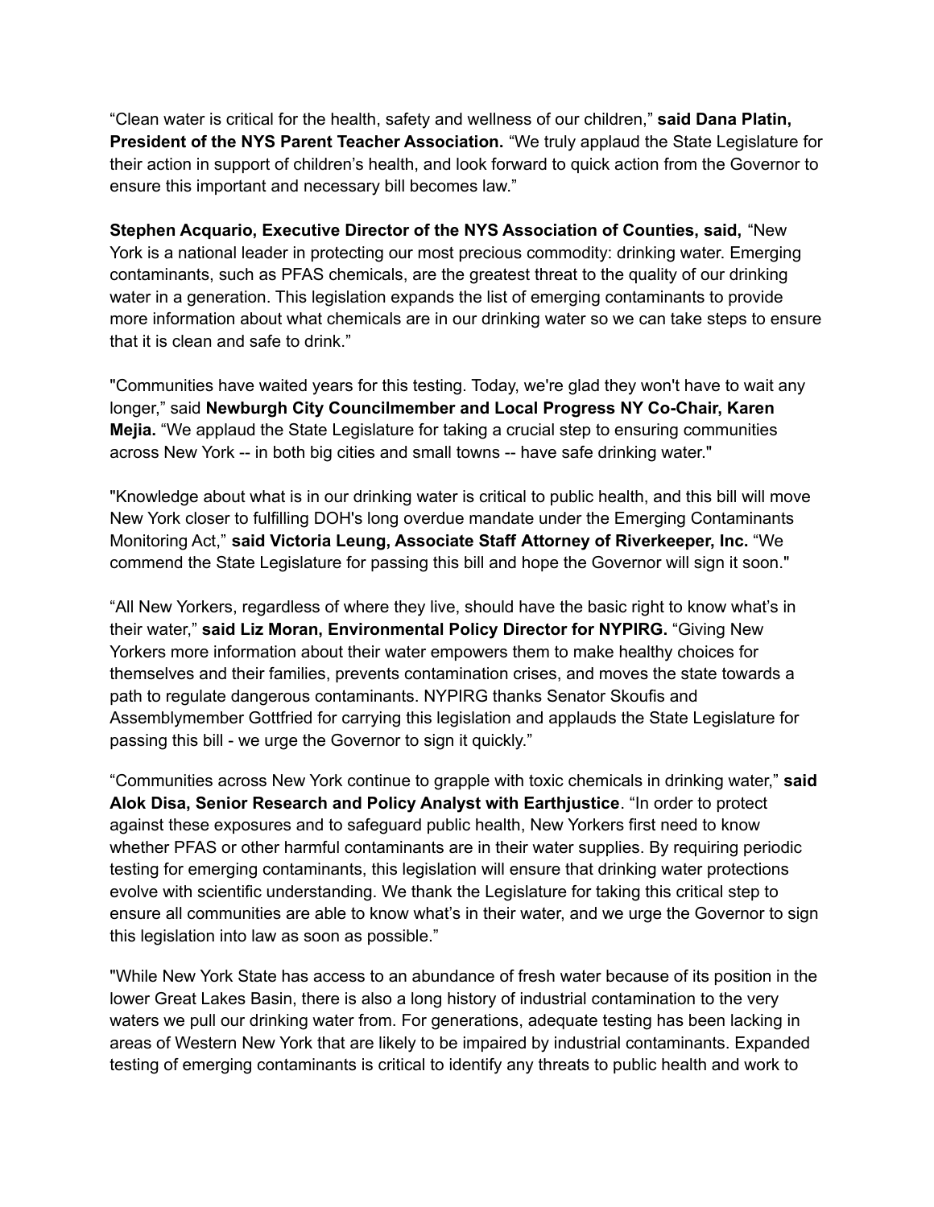“Clean water is critical for the health, safety and wellness of our children,” **said Dana Platin, President of the NYS Parent Teacher Association.** “We truly applaud the State Legislature for their action in support of children’s health, and look forward to quick action from the Governor to ensure this important and necessary bill becomes law.”

**Stephen Acquario, Executive Director of the NYS Association of Counties, said,** “New York is a national leader in protecting our most precious commodity: drinking water. Emerging contaminants, such as PFAS chemicals, are the greatest threat to the quality of our drinking water in a generation. This legislation expands the list of emerging contaminants to provide more information about what chemicals are in our drinking water so we can take steps to ensure that it is clean and safe to drink.”

"Communities have waited years for this testing. Today, we're glad they won't have to wait any longer,” said **Newburgh City Councilmember and Local Progress NY Co-Chair, Karen Mejia.** “We applaud the State Legislature for taking a crucial step to ensuring communities across New York -- in both big cities and small towns -- have safe drinking water."

"Knowledge about what is in our drinking water is critical to public health, and this bill will move New York closer to fulfilling DOH's long overdue mandate under the Emerging Contaminants Monitoring Act,” **said Victoria Leung, Associate Staff Attorney of Riverkeeper, Inc.** “We commend the State Legislature for passing this bill and hope the Governor will sign it soon."

“All New Yorkers, regardless of where they live, should have the basic right to know what’s in their water,” **said Liz Moran, Environmental Policy Director for NYPIRG.** “Giving New Yorkers more information about their water empowers them to make healthy choices for themselves and their families, prevents contamination crises, and moves the state towards a path to regulate dangerous contaminants. NYPIRG thanks Senator Skoufis and Assemblymember Gottfried for carrying this legislation and applauds the State Legislature for passing this bill - we urge the Governor to sign it quickly.”

“Communities across New York continue to grapple with toxic chemicals in drinking water,” **said Alok Disa, Senior Research and Policy Analyst with Earthjustice**. “In order to protect against these exposures and to safeguard public health, New Yorkers first need to know whether PFAS or other harmful contaminants are in their water supplies. By requiring periodic testing for emerging contaminants, this legislation will ensure that drinking water protections evolve with scientific understanding. We thank the Legislature for taking this critical step to ensure all communities are able to know what’s in their water, and we urge the Governor to sign this legislation into law as soon as possible.”

"While New York State has access to an abundance of fresh water because of its position in the lower Great Lakes Basin, there is also a long history of industrial contamination to the very waters we pull our drinking water from. For generations, adequate testing has been lacking in areas of Western New York that are likely to be impaired by industrial contaminants. Expanded testing of emerging contaminants is critical to identify any threats to public health and work to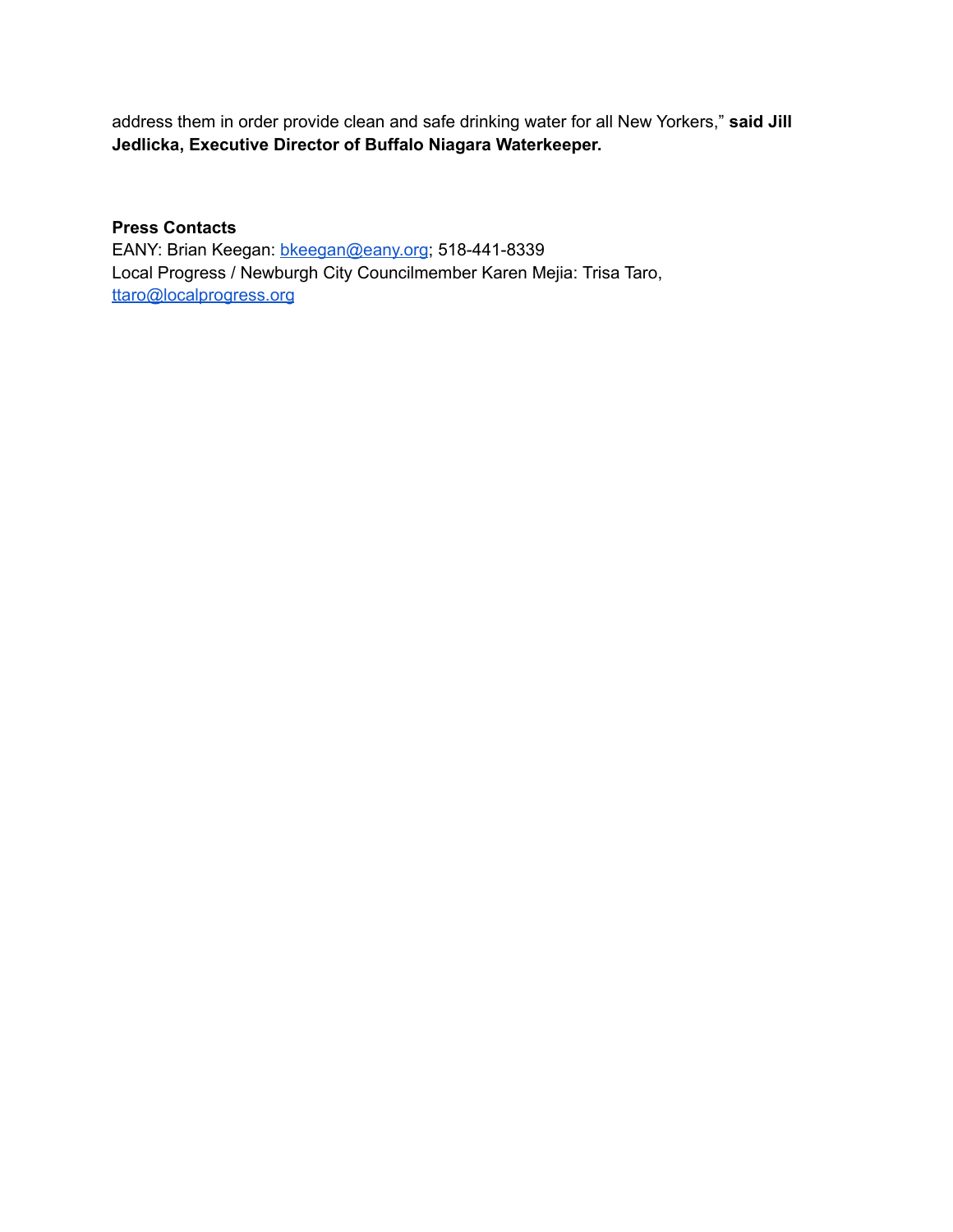address them in order provide clean and safe drinking water for all New Yorkers," **said Jill Jedlicka, Executive Director of Buffalo Niagara Waterkeeper.**

**Press Contacts**
EANY: Brian Keegan: bkeegan@eany.org; 518-441-8339
Local Progress / Newburgh City Councilmember Karen Mejia: Trisa Taro, ttaro@localprogress.org